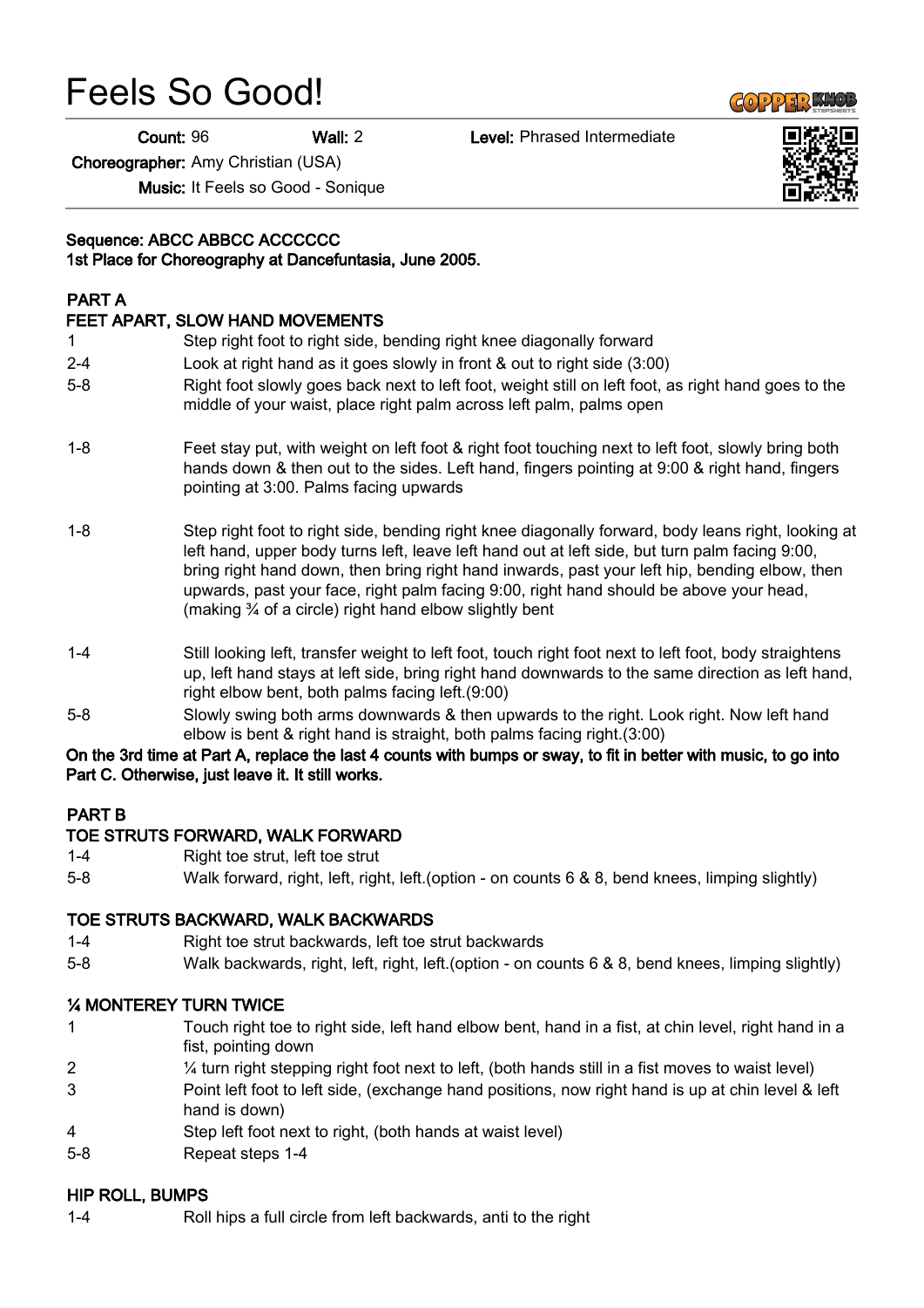# Feels So Good!

**Count:** 96 **Wall:** 2 **Level:** Phrased Intermediate

**Choreographer:** Amy Christian (USA)

**Music:** It Feels so Good - Sonique

**Sequence: ABCC ABBCC ACCCCCC**
**1st Place for Choreography at Dancefuntasia, June 2005.**

**PART A**
**FEET APART, SLOW HAND MOVEMENTS**

| | |
|---|---|
| 1 | Step right foot to right side, bending right knee diagonally forward |
| 2-4 | Look at right hand as it goes slowly in front & out to right side (3:00) |
| 5-8 | Right foot slowly goes back next to left foot, weight still on left foot, as right hand goes to the middle of your waist, place right palm across left palm, palms open |
| 1-8 | Feet stay put, with weight on left foot & right foot touching next to left foot, slowly bring both hands down & then out to the sides. Left hand, fingers pointing at 9:00 & right hand, fingers pointing at 3:00. Palms facing upwards |
| 1-8 | Step right foot to right side, bending right knee diagonally forward, body leans right, looking at left hand, upper body turns left, leave left hand out at left side, but turn palm facing 9:00, bring right hand down, then bring right hand inwards, past your left hip, bending elbow, then upwards, past your face, right palm facing 9:00, right hand should be above your head, (making ¾ of a circle) right hand elbow slightly bent |
| 1-4 | Still looking left, transfer weight to left foot, touch right foot next to left foot, body straightens up, left hand stays at left side, bring right hand downwards to the same direction as left hand, right elbow bent, both palms facing left.(9:00) |
| 5-8 | Slowly swing both arms downwards & then upwards to the right. Look right. Now left hand elbow is bent & right hand is straight, both palms facing right.(3:00) |

**On the 3rd time at Part A, replace the last 4 counts with bumps or sway, to fit in better with music, to go into Part C. Otherwise, just leave it. It still works.**

**PART B**
**TOE STRUTS FORWARD, WALK FORWARD**

| | |
|---|---|
| 1-4 | Right toe strut, left toe strut |
| 5-8 | Walk forward, right, left, right, left.(option - on counts 6 & 8, bend knees, limping slightly) |

**TOE STRUTS BACKWARD, WALK BACKWARDS**

| | |
|---|---|
| 1-4 | Right toe strut backwards, left toe strut backwards |
| 5-8 | Walk backwards, right, left, right, left.(option - on counts 6 & 8, bend knees, limping slightly) |

**¼ MONTEREY TURN TWICE**

| | |
|---|---|
| 1 | Touch right toe to right side, left hand elbow bent, hand in a fist, at chin level, right hand in a fist, pointing down |
| 2 | ¼ turn right stepping right foot next to left, (both hands still in a fist moves to waist level) |
| 3 | Point left foot to left side, (exchange hand positions, now right hand is up at chin level & left hand is down) |
| 4 | Step left foot next to right, (both hands at waist level) |
| 5-8 | Repeat steps 1-4 |

**HIP ROLL, BUMPS**

| | |
|---|---|
| 1-4 | Roll hips a full circle from left backwards, anti to the right |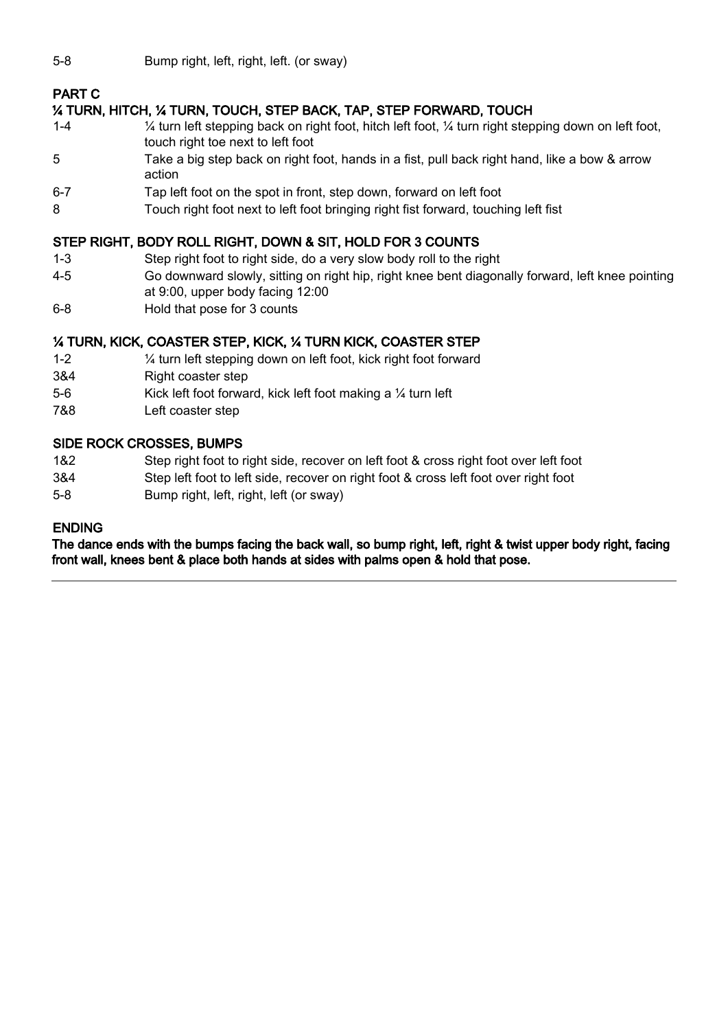5-8 Bump right, left, right, left. (or sway)

**PART C**

**¼ TURN, HITCH, ¼ TURN, TOUCH, STEP BACK, TAP, STEP FORWARD, TOUCH**

| | |
|---|---|
| 1-4 | ¼ turn left stepping back on right foot, hitch left foot, ¼ turn right stepping down on left foot, touch right toe next to left foot |
| 5 | Take a big step back on right foot, hands in a fist, pull back right hand, like a bow & arrow action |
| 6-7 | Tap left foot on the spot in front, step down, forward on left foot |
| 8 | Touch right foot next to left foot bringing right fist forward, touching left fist |

**STEP RIGHT, BODY ROLL RIGHT, DOWN & SIT, HOLD FOR 3 COUNTS**

| | |
|---|---|
| 1-3 | Step right foot to right side, do a very slow body roll to the right |
| 4-5 | Go downward slowly, sitting on right hip, right knee bent diagonally forward, left knee pointing at 9:00, upper body facing 12:00 |
| 6-8 | Hold that pose for 3 counts |

**¼ TURN, KICK, COASTER STEP, KICK, ¼ TURN KICK, COASTER STEP**

| | |
|---|---|
| 1-2 | ¼ turn left stepping down on left foot, kick right foot forward |
| 3&4 | Right coaster step |
| 5-6 | Kick left foot forward, kick left foot making a ¼ turn left |
| 7&8 | Left coaster step |

**SIDE ROCK CROSSES, BUMPS**

| | |
|---|---|
| 1&2 | Step right foot to right side, recover on left foot & cross right foot over left foot |
| 3&4 | Step left foot to left side, recover on right foot & cross left foot over right foot |
| 5-8 | Bump right, left, right, left (or sway) |

**ENDING**

**The dance ends with the bumps facing the back wall, so bump right, left, right & twist upper body right, facing front wall, knees bent & place both hands at sides with palms open & hold that pose.**